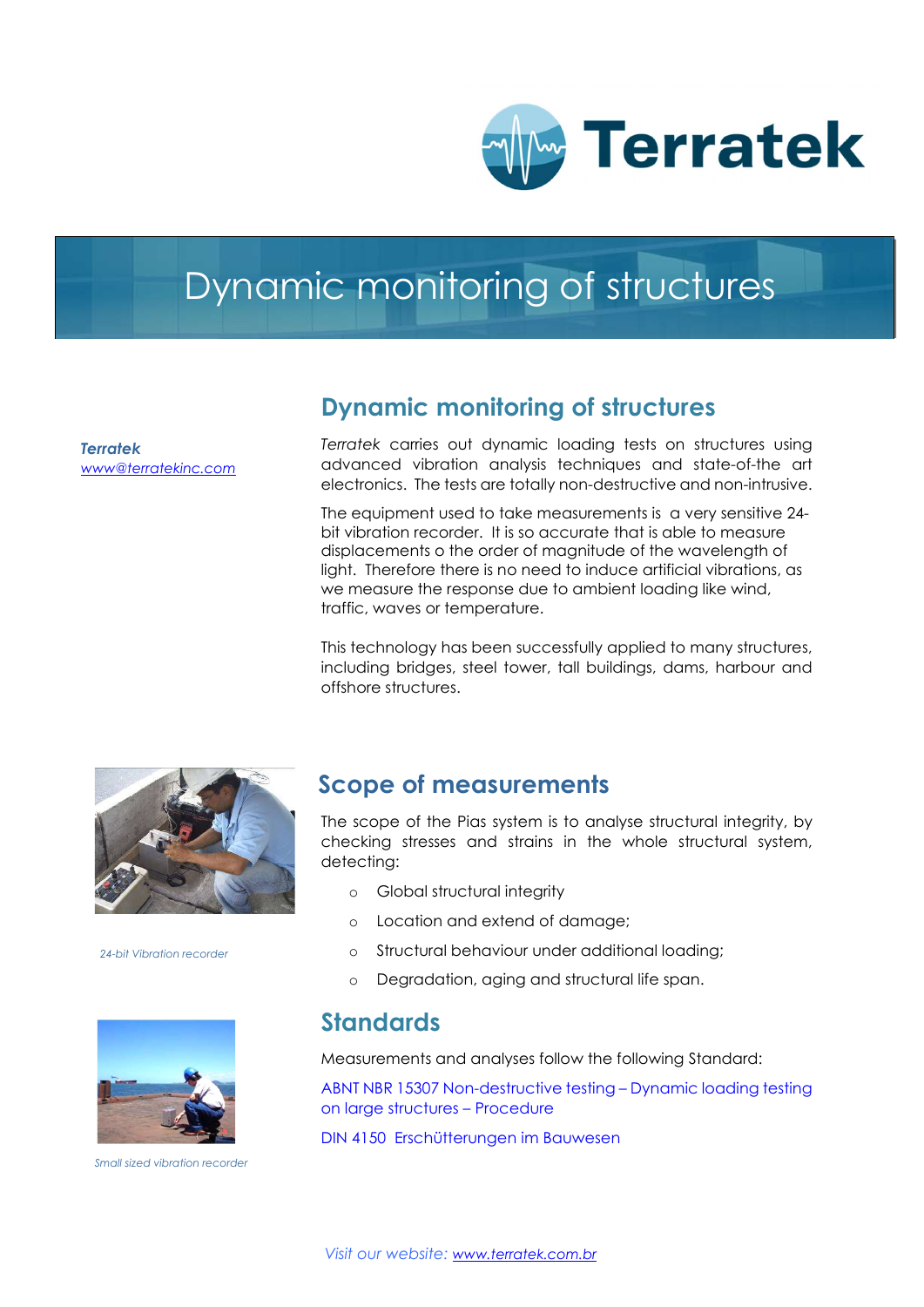# Dynamic monitoring of structures

***Terratek***
[www@terratekinc.com](www@terratekinc.com)

## Dynamic monitoring of structures

*Terratek* carries out dynamic loading tests on structures using advanced vibration analysis techniques and state-of-the art electronics. The tests are totally non-destructive and non-intrusive.

The equipment used to take measurements is a very sensitive 24-bit vibration recorder. It is so accurate that is able to measure displacements o the order of magnitude of the wavelength of light. Therefore there is no need to induce artificial vibrations, as we measure the response due to ambient loading like wind, traffic, waves or temperature.

This technology has been successfully applied to many structures, including bridges, steel tower, tall buildings, dams, harbour and offshore structures.

*24-bit Vibration recorder*

## Scope of measurements

The scope of the Pias system is to analyse structural integrity, by checking stresses and strains in the whole structural system, detecting:

- Global structural integrity
- Location and extend of damage;
- Structural behaviour under additional loading;
- Degradation, aging and structural life span.

*Small sized vibration recorder*

## Standards

Measurements and analyses follow the following Standard:

ABNT NBR 15307 Non-destructive testing – Dynamic loading testing on large structures – Procedure

DIN 4150 Erschütterungen im Bauwesen

*Visit our website: [www.terratek.com.br](www.terratek.com.br)*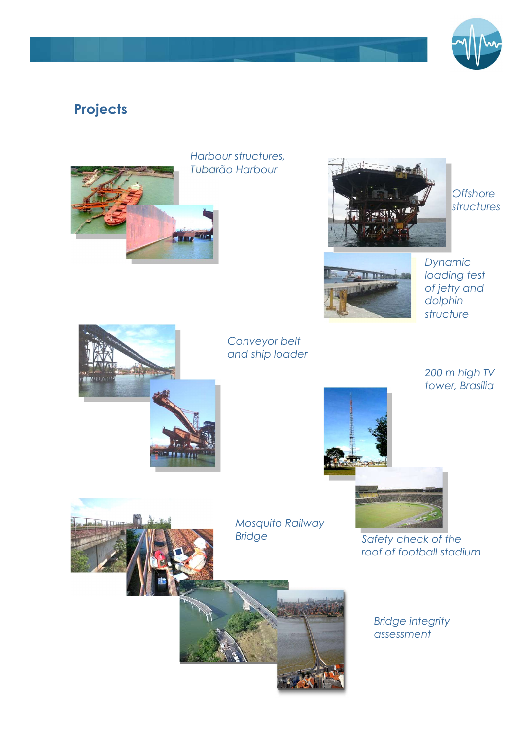## Projects

*Harbour structures, Tubarão Harbour*

*Offshore structures*

*Dynamic loading test of jetty and dolphin structure*

*Conveyor belt and ship loader*

*200 m high TV tower, Brasília*

*Mosquito Railway Bridge*

*Safety check of the roof of football stadium*

*Bridge integrity assessment*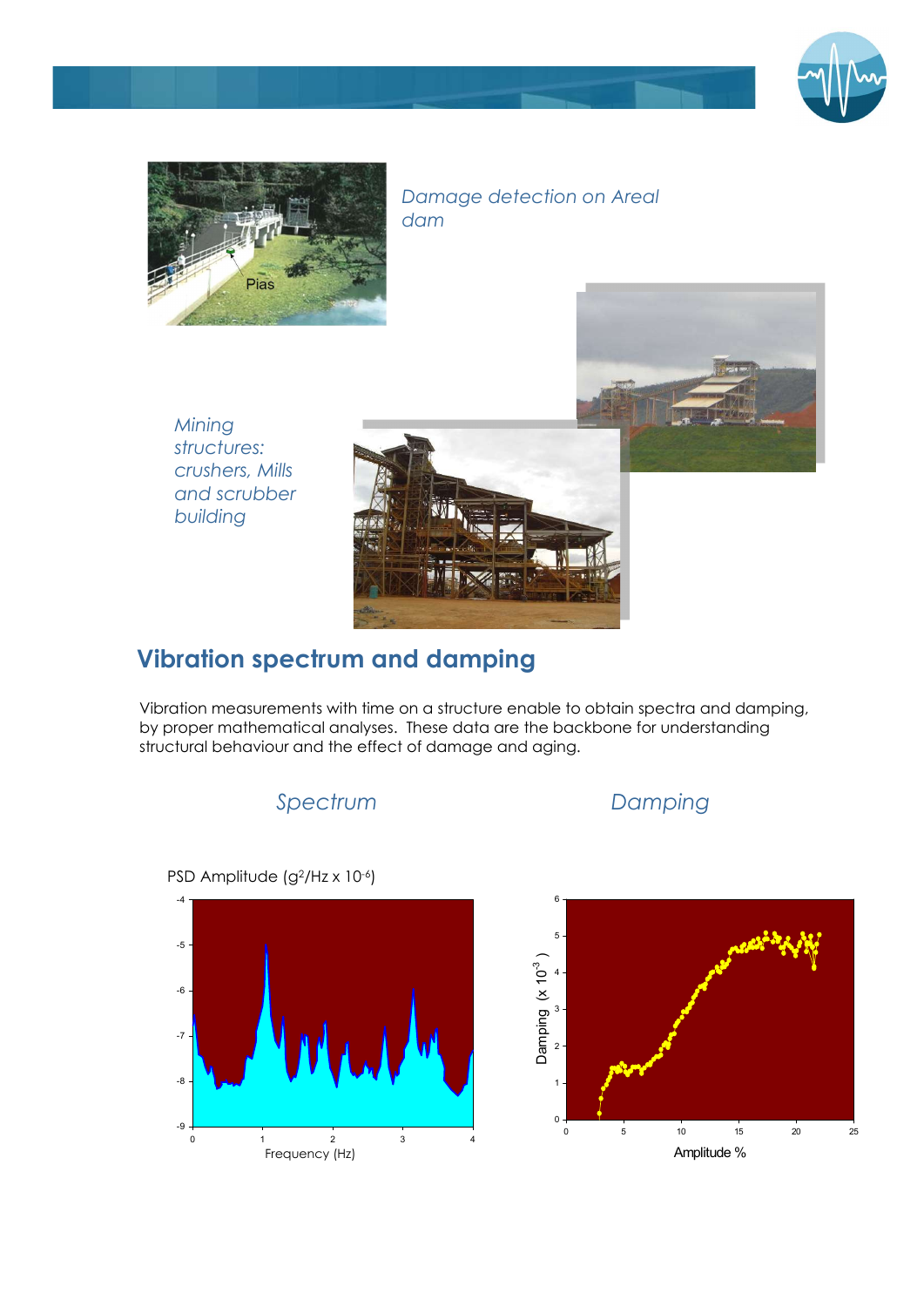*Damage detection on Areal dam*

*Mining structures: crushers, Mills and scrubber building*

## Vibration spectrum and damping

Vibration measurements with time on a structure enable to obtain spectra and damping, by proper mathematical analyses. These data are the backbone for understanding structural behaviour and the effect of damage and aging.

*Spectrum*

*Damping*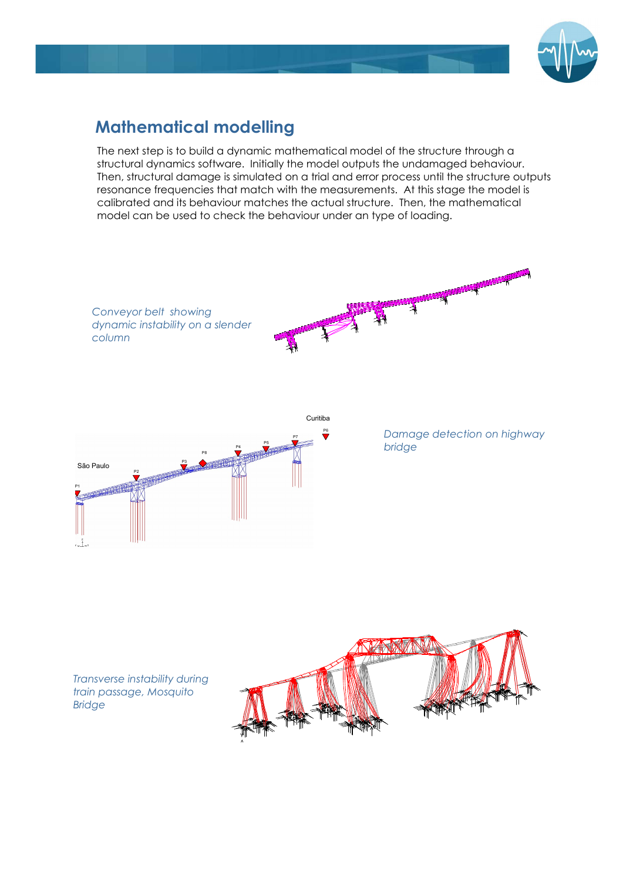## Mathematical modelling

The next step is to build a dynamic mathematical model of the structure through a structural dynamics software. Initially the model outputs the undamaged behaviour. Then, structural damage is simulated on a trial and error process until the structure outputs resonance frequencies that match with the measurements. At this stage the model is calibrated and its behaviour matches the actual structure. Then, the mathematical model can be used to check the behaviour under an type of loading.

*Conveyor belt showing dynamic instability on a slender column*

Curitiba

P6

P7

P5

P4

P8

P3

São Paulo

P2

P1

*Damage detection on highway bridge*

*Transverse instability during train passage, Mosquito Bridge*